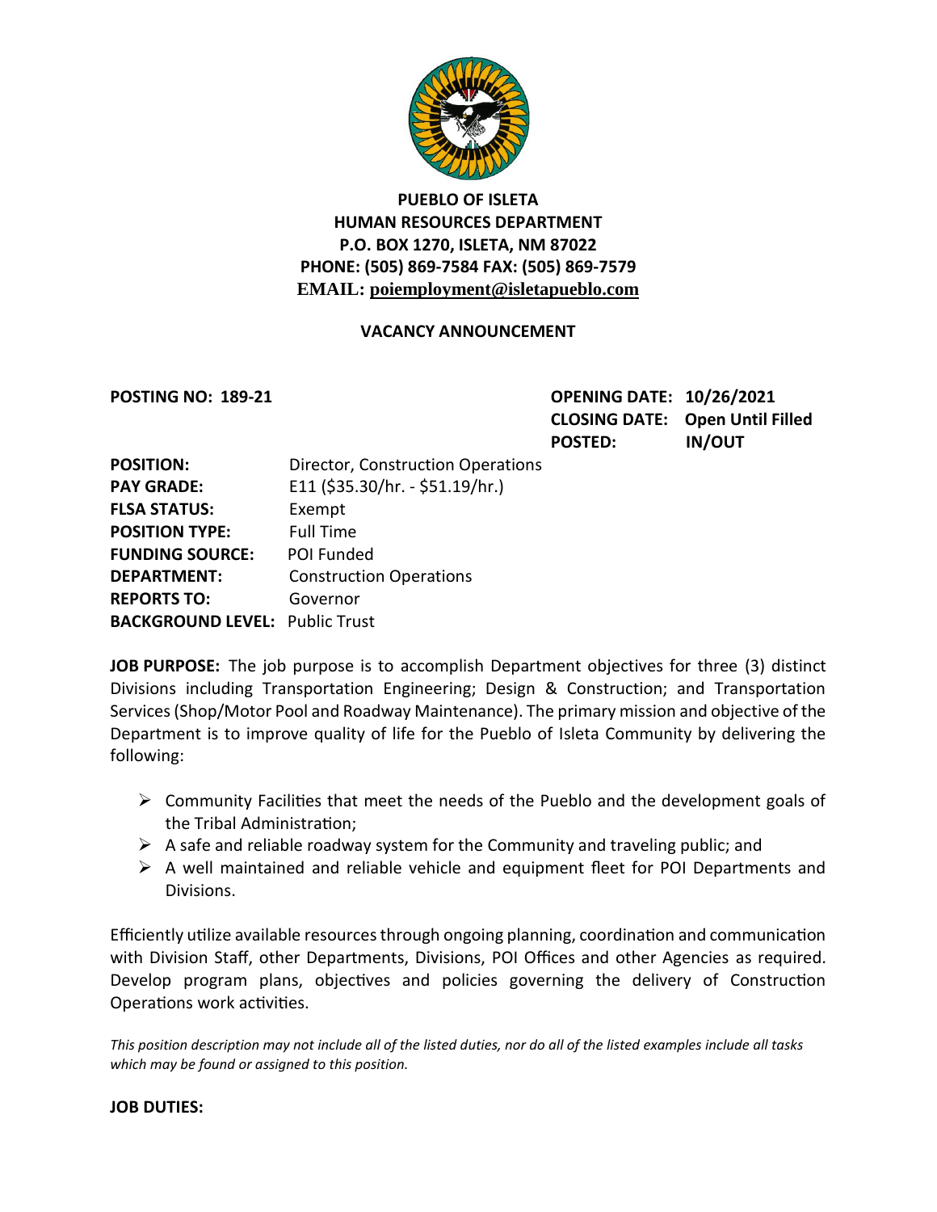**PUEBLO OF ISLETA**
**HUMAN RESOURCES DEPARTMENT**
**P.O. BOX 1270, ISLETA, NM 87022**
**PHONE: (505) 869-7584 FAX: (505) 869-7579**
**EMAIL: poiemployment@isletapueblo.com**

**VACANCY ANNOUNCEMENT**

**POSTING NO: 189-21**

**OPENING DATE: 10/26/2021**
**CLOSING DATE: Open Until Filled**
**POSTED: IN/OUT**

| | |
|---|---|
| **POSITION:** | Director, Construction Operations |
| **PAY GRADE:** | E11 ($35.30/hr. - $51.19/hr.) |
| **FLSA STATUS:** | Exempt |
| **POSITION TYPE:** | Full Time |
| **FUNDING SOURCE:** | POI Funded |
| **DEPARTMENT:** | Construction Operations |
| **REPORTS TO:** | Governor |
| **BACKGROUND LEVEL:** | Public Trust |

**JOB PURPOSE:** The job purpose is to accomplish Department objectives for three (3) distinct Divisions including Transportation Engineering; Design & Construction; and Transportation Services (Shop/Motor Pool and Roadway Maintenance). The primary mission and objective of the Department is to improve quality of life for the Pueblo of Isleta Community by delivering the following:

- Community Facilities that meet the needs of the Pueblo and the development goals of the Tribal Administration;
- A safe and reliable roadway system for the Community and traveling public; and
- A well maintained and reliable vehicle and equipment fleet for POI Departments and Divisions.

Efficiently utilize available resources through ongoing planning, coordination and communication with Division Staff, other Departments, Divisions, POI Offices and other Agencies as required. Develop program plans, objectives and policies governing the delivery of Construction Operations work activities.

*This position description may not include all of the listed duties, nor do all of the listed examples include all tasks which may be found or assigned to this position.*

**JOB DUTIES:**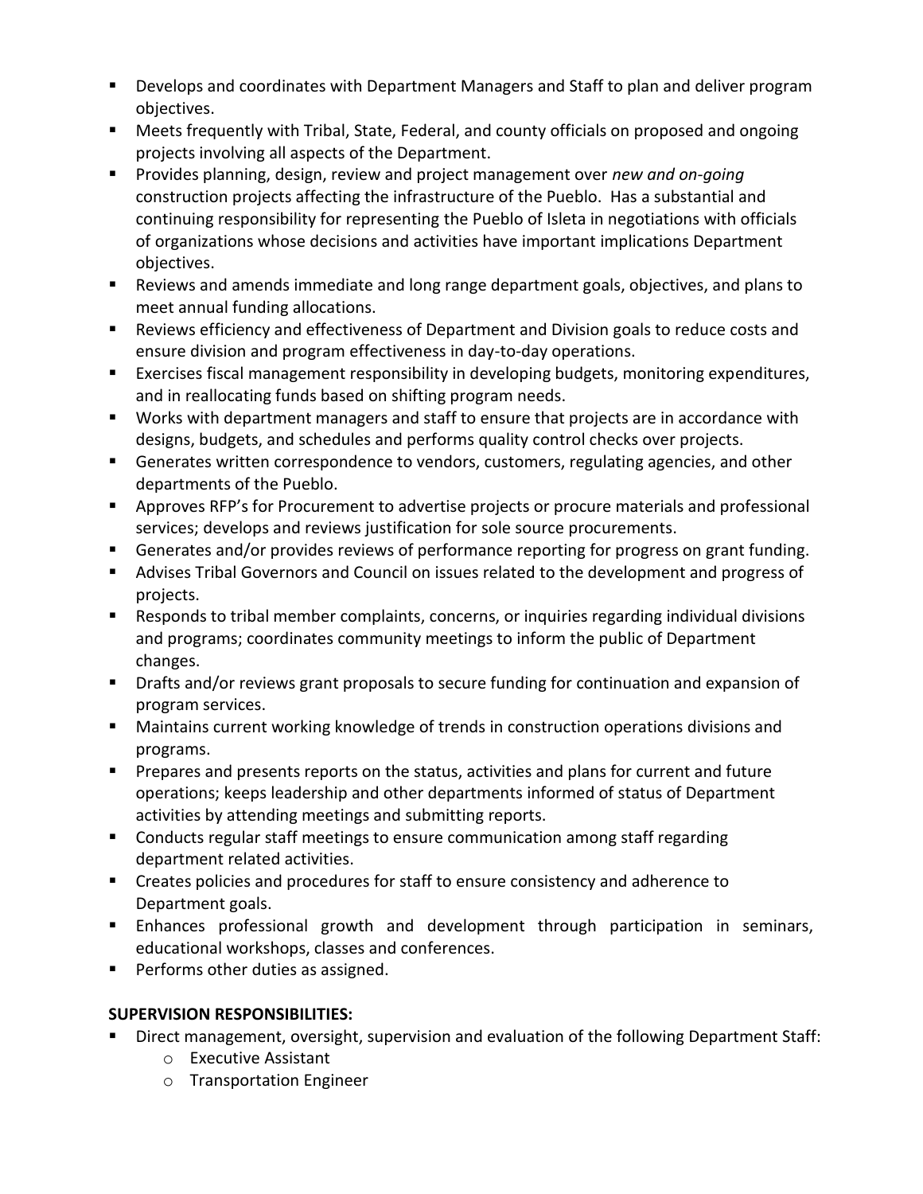- Develops and coordinates with Department Managers and Staff to plan and deliver program objectives.
- Meets frequently with Tribal, State, Federal, and county officials on proposed and ongoing projects involving all aspects of the Department.
- Provides planning, design, review and project management over *new and on-going* construction projects affecting the infrastructure of the Pueblo. Has a substantial and continuing responsibility for representing the Pueblo of Isleta in negotiations with officials of organizations whose decisions and activities have important implications Department objectives.
- Reviews and amends immediate and long range department goals, objectives, and plans to meet annual funding allocations.
- Reviews efficiency and effectiveness of Department and Division goals to reduce costs and ensure division and program effectiveness in day-to-day operations.
- Exercises fiscal management responsibility in developing budgets, monitoring expenditures, and in reallocating funds based on shifting program needs.
- Works with department managers and staff to ensure that projects are in accordance with designs, budgets, and schedules and performs quality control checks over projects.
- Generates written correspondence to vendors, customers, regulating agencies, and other departments of the Pueblo.
- Approves RFP's for Procurement to advertise projects or procure materials and professional services; develops and reviews justification for sole source procurements.
- Generates and/or provides reviews of performance reporting for progress on grant funding.
- Advises Tribal Governors and Council on issues related to the development and progress of projects.
- Responds to tribal member complaints, concerns, or inquiries regarding individual divisions and programs; coordinates community meetings to inform the public of Department changes.
- Drafts and/or reviews grant proposals to secure funding for continuation and expansion of program services.
- Maintains current working knowledge of trends in construction operations divisions and programs.
- Prepares and presents reports on the status, activities and plans for current and future operations; keeps leadership and other departments informed of status of Department activities by attending meetings and submitting reports.
- Conducts regular staff meetings to ensure communication among staff regarding department related activities.
- Creates policies and procedures for staff to ensure consistency and adherence to Department goals.
- Enhances professional growth and development through participation in seminars, educational workshops, classes and conferences.
- Performs other duties as assigned.

**SUPERVISION RESPONSIBILITIES:**

- Direct management, oversight, supervision and evaluation of the following Department Staff:
  - Executive Assistant
  - Transportation Engineer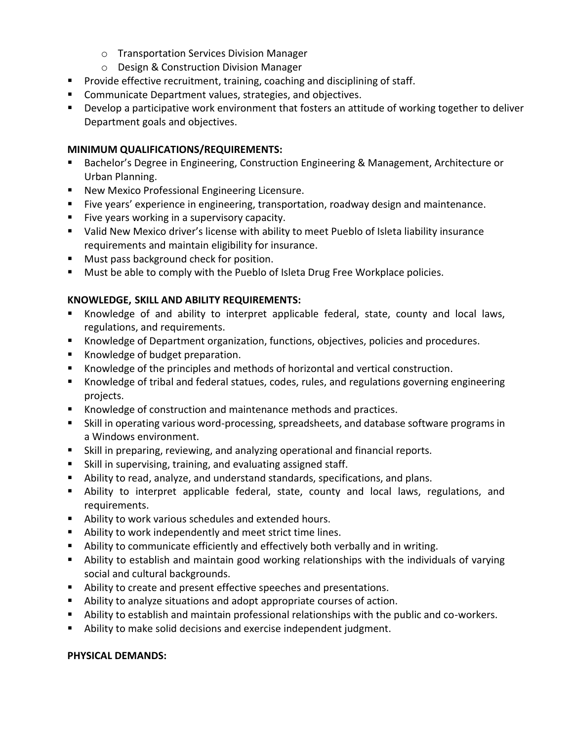- Transportation Services Division Manager
  - Design & Construction Division Manager
- Provide effective recruitment, training, coaching and disciplining of staff.
- Communicate Department values, strategies, and objectives.
- Develop a participative work environment that fosters an attitude of working together to deliver Department goals and objectives.

**MINIMUM QUALIFICATIONS/REQUIREMENTS:**

- Bachelor's Degree in Engineering, Construction Engineering & Management, Architecture or Urban Planning.
- New Mexico Professional Engineering Licensure.
- Five years' experience in engineering, transportation, roadway design and maintenance.
- Five years working in a supervisory capacity.
- Valid New Mexico driver's license with ability to meet Pueblo of Isleta liability insurance requirements and maintain eligibility for insurance.
- Must pass background check for position.
- Must be able to comply with the Pueblo of Isleta Drug Free Workplace policies.

**KNOWLEDGE, SKILL AND ABILITY REQUIREMENTS:**

- Knowledge of and ability to interpret applicable federal, state, county and local laws, regulations, and requirements.
- Knowledge of Department organization, functions, objectives, policies and procedures.
- Knowledge of budget preparation.
- Knowledge of the principles and methods of horizontal and vertical construction.
- Knowledge of tribal and federal statues, codes, rules, and regulations governing engineering projects.
- Knowledge of construction and maintenance methods and practices.
- Skill in operating various word-processing, spreadsheets, and database software programs in a Windows environment.
- Skill in preparing, reviewing, and analyzing operational and financial reports.
- Skill in supervising, training, and evaluating assigned staff.
- Ability to read, analyze, and understand standards, specifications, and plans.
- Ability to interpret applicable federal, state, county and local laws, regulations, and requirements.
- Ability to work various schedules and extended hours.
- Ability to work independently and meet strict time lines.
- Ability to communicate efficiently and effectively both verbally and in writing.
- Ability to establish and maintain good working relationships with the individuals of varying social and cultural backgrounds.
- Ability to create and present effective speeches and presentations.
- Ability to analyze situations and adopt appropriate courses of action.
- Ability to establish and maintain professional relationships with the public and co-workers.
- Ability to make solid decisions and exercise independent judgment.

**PHYSICAL DEMANDS:**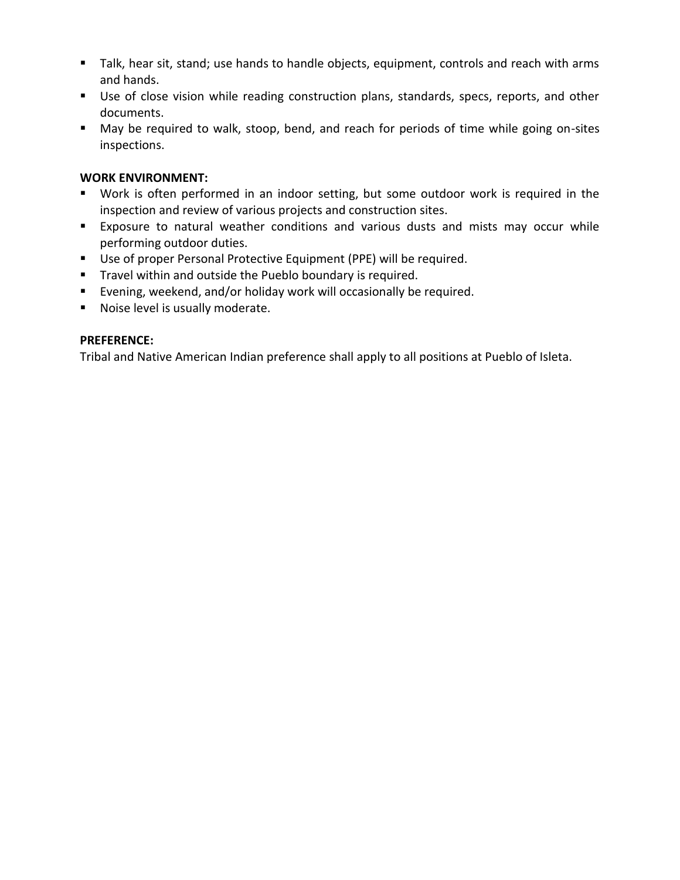- Talk, hear sit, stand; use hands to handle objects, equipment, controls and reach with arms and hands.
- Use of close vision while reading construction plans, standards, specs, reports, and other documents.
- May be required to walk, stoop, bend, and reach for periods of time while going on-sites inspections.

**WORK ENVIRONMENT:**

- Work is often performed in an indoor setting, but some outdoor work is required in the inspection and review of various projects and construction sites.
- Exposure to natural weather conditions and various dusts and mists may occur while performing outdoor duties.
- Use of proper Personal Protective Equipment (PPE) will be required.
- Travel within and outside the Pueblo boundary is required.
- Evening, weekend, and/or holiday work will occasionally be required.
- Noise level is usually moderate.

**PREFERENCE:**

Tribal and Native American Indian preference shall apply to all positions at Pueblo of Isleta.